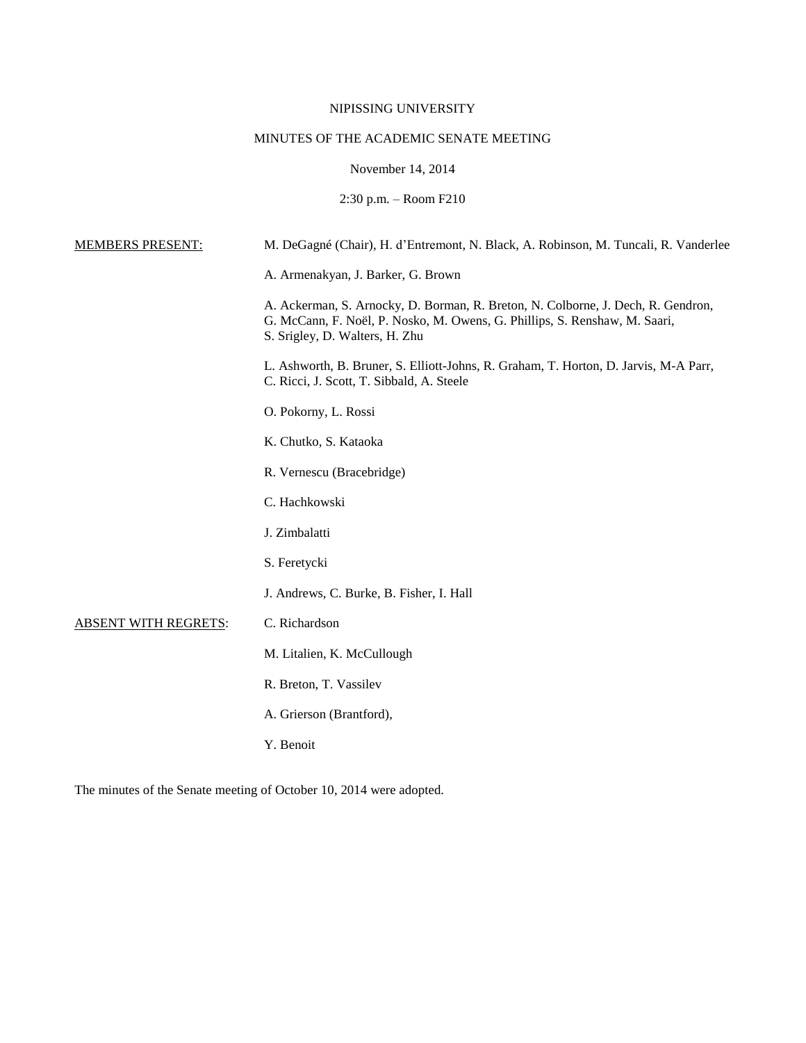NIPISSING UNIVERSITY

MINUTES OF THE ACADEMIC SENATE MEETING

November 14, 2014

2:30 p.m. – Room F210

<u>MEMBERS PRESENT:</u>

M. DeGagné (Chair), H. d'Entremont, N. Black, A. Robinson, M. Tuncali, R. Vanderlee

A. Armenakyan, J. Barker, G. Brown

A. Ackerman, S. Arnocky, D. Borman, R. Breton, N. Colborne, J. Dech, R. Gendron, G. McCann, F. Noël, P. Nosko, M. Owens, G. Phillips, S. Renshaw, M. Saari, S. Srigley, D. Walters, H. Zhu

L. Ashworth, B. Bruner, S. Elliott-Johns, R. Graham, T. Horton, D. Jarvis, M-A Parr, C. Ricci, J. Scott, T. Sibbald, A. Steele

O. Pokorny, L. Rossi

K. Chutko, S. Kataoka

R. Vernescu (Bracebridge)

C. Hachkowski

J. Zimbalatti

S. Feretycki

J. Andrews, C. Burke, B. Fisher, I. Hall

<u>ABSENT WITH REGRETS</u>:

C. Richardson

M. Litalien, K. McCullough

R. Breton, T. Vassilev

A. Grierson (Brantford),

Y. Benoit

The minutes of the Senate meeting of October 10, 2014 were adopted.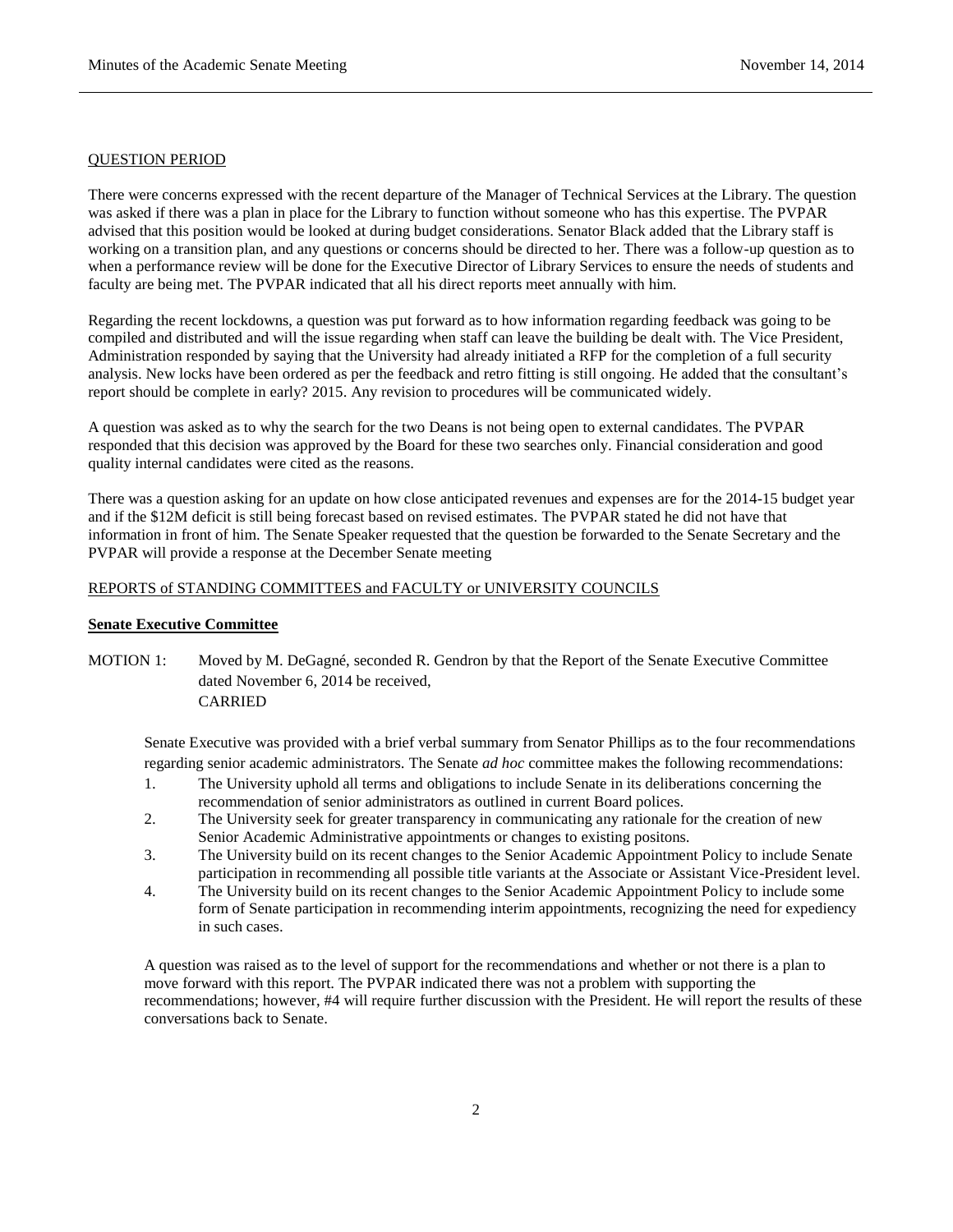QUESTION PERIOD

There were concerns expressed with the recent departure of the Manager of Technical Services at the Library. The question was asked if there was a plan in place for the Library to function without someone who has this expertise. The PVPAR advised that this position would be looked at during budget considerations. Senator Black added that the Library staff is working on a transition plan, and any questions or concerns should be directed to her. There was a follow-up question as to when a performance review will be done for the Executive Director of Library Services to ensure the needs of students and faculty are being met. The PVPAR indicated that all his direct reports meet annually with him.

Regarding the recent lockdowns, a question was put forward as to how information regarding feedback was going to be compiled and distributed and will the issue regarding when staff can leave the building be dealt with. The Vice President, Administration responded by saying that the University had already initiated a RFP for the completion of a full security analysis. New locks have been ordered as per the feedback and retro fitting is still ongoing. He added that the consultant's report should be complete in early? 2015. Any revision to procedures will be communicated widely.

A question was asked as to why the search for the two Deans is not being open to external candidates. The PVPAR responded that this decision was approved by the Board for these two searches only. Financial consideration and good quality internal candidates were cited as the reasons.

There was a question asking for an update on how close anticipated revenues and expenses are for the 2014-15 budget year and if the $12M deficit is still being forecast based on revised estimates. The PVPAR stated he did not have that information in front of him. The Senate Speaker requested that the question be forwarded to the Senate Secretary and the PVPAR will provide a response at the December Senate meeting

REPORTS of STANDING COMMITTEES and FACULTY or UNIVERSITY COUNCILS

**Senate Executive Committee**

MOTION 1: Moved by M. DeGagné, seconded R. Gendron by that the Report of the Senate Executive Committee dated November 6, 2014 be received,
CARRIED

Senate Executive was provided with a brief verbal summary from Senator Phillips as to the four recommendations regarding senior academic administrators. The Senate *ad hoc* committee makes the following recommendations:

1. The University uphold all terms and obligations to include Senate in its deliberations concerning the recommendation of senior administrators as outlined in current Board polices.
2. The University seek for greater transparency in communicating any rationale for the creation of new Senior Academic Administrative appointments or changes to existing positons.
3. The University build on its recent changes to the Senior Academic Appointment Policy to include Senate participation in recommending all possible title variants at the Associate or Assistant Vice-President level.
4. The University build on its recent changes to the Senior Academic Appointment Policy to include some form of Senate participation in recommending interim appointments, recognizing the need for expediency in such cases.

A question was raised as to the level of support for the recommendations and whether or not there is a plan to move forward with this report. The PVPAR indicated there was not a problem with supporting the recommendations; however, #4 will require further discussion with the President. He will report the results of these conversations back to Senate.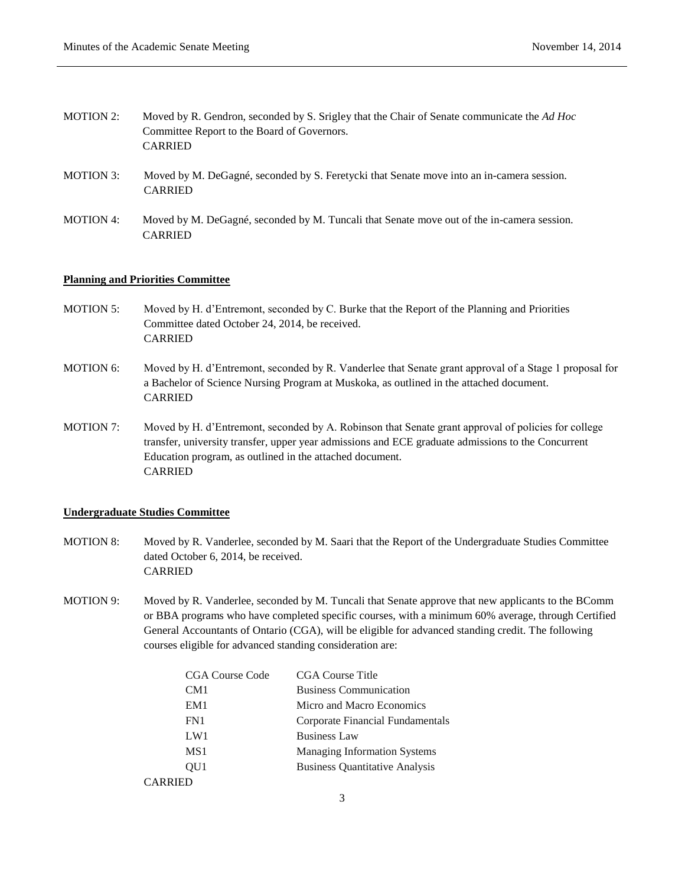MOTION 2: Moved by R. Gendron, seconded by S. Srigley that the Chair of Senate communicate the *Ad Hoc* Committee Report to the Board of Governors.
CARRIED

MOTION 3: Moved by M. DeGagné, seconded by S. Feretycki that Senate move into an in-camera session.
CARRIED

MOTION 4: Moved by M. DeGagné, seconded by M. Tuncali that Senate move out of the in-camera session.
CARRIED

**Planning and Priorities Committee**

MOTION 5: Moved by H. d'Entremont, seconded by C. Burke that the Report of the Planning and Priorities Committee dated October 24, 2014, be received.
CARRIED

MOTION 6: Moved by H. d'Entremont, seconded by R. Vanderlee that Senate grant approval of a Stage 1 proposal for a Bachelor of Science Nursing Program at Muskoka, as outlined in the attached document.
CARRIED

MOTION 7: Moved by H. d'Entremont, seconded by A. Robinson that Senate grant approval of policies for college transfer, university transfer, upper year admissions and ECE graduate admissions to the Concurrent Education program, as outlined in the attached document.
CARRIED

**Undergraduate Studies Committee**

MOTION 8: Moved by R. Vanderlee, seconded by M. Saari that the Report of the Undergraduate Studies Committee dated October 6, 2014, be received.
CARRIED

MOTION 9: Moved by R. Vanderlee, seconded by M. Tuncali that Senate approve that new applicants to the BComm or BBA programs who have completed specific courses, with a minimum 60% average, through Certified General Accountants of Ontario (CGA), will be eligible for advanced standing credit. The following courses eligible for advanced standing consideration are:

| CGA Course Code | CGA Course Title |
| --- | --- |
| CM1 | Business Communication |
| EM1 | Micro and Macro Economics |
| FN1 | Corporate Financial Fundamentals |
| LW1 | Business Law |
| MS1 | Managing Information Systems |
| QU1 | Business Quantitative Analysis |

CARRIED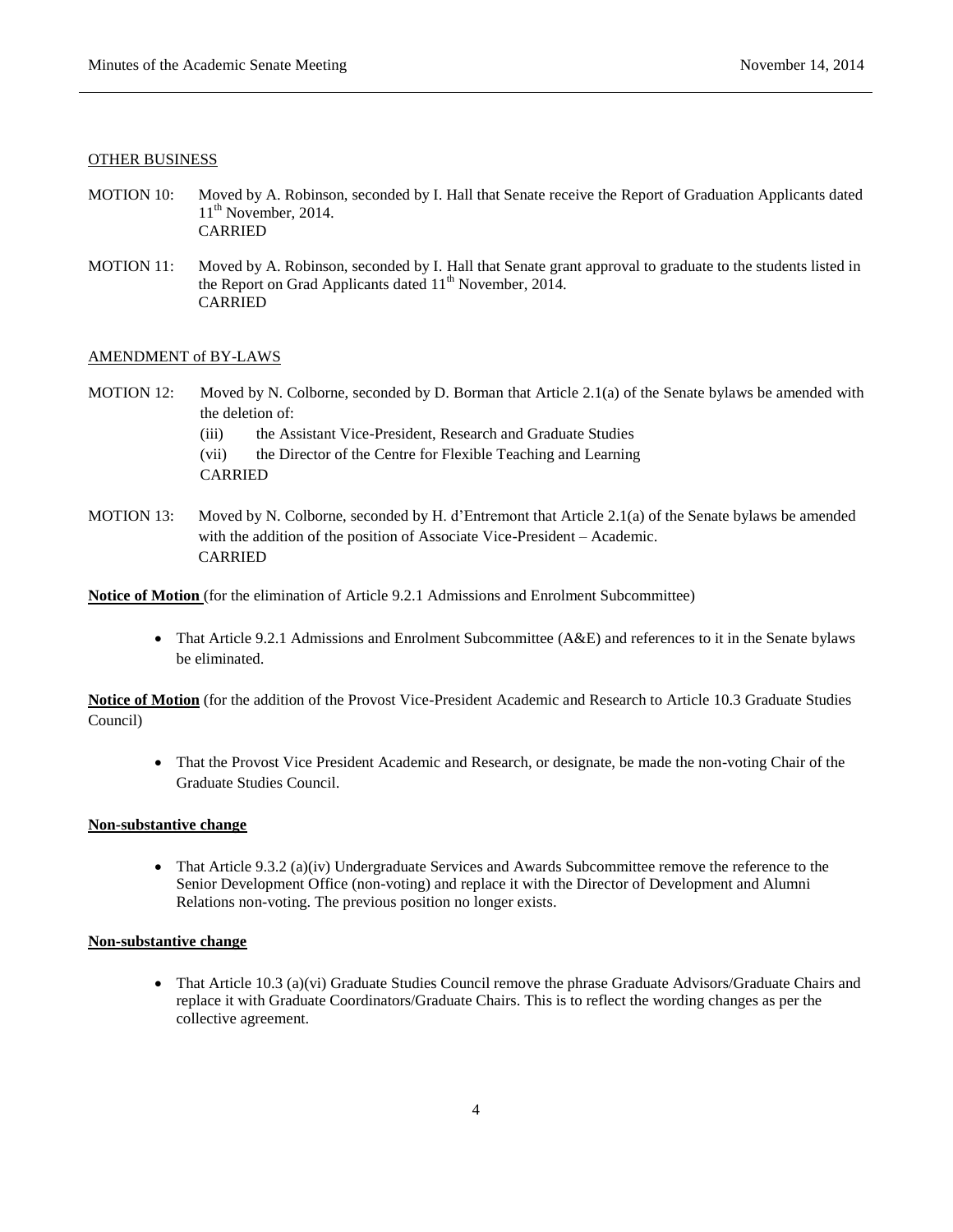## OTHER BUSINESS

MOTION 10: Moved by A. Robinson, seconded by I. Hall that Senate receive the Report of Graduation Applicants dated 11th November, 2014.
CARRIED

MOTION 11: Moved by A. Robinson, seconded by I. Hall that Senate grant approval to graduate to the students listed in the Report on Grad Applicants dated 11th November, 2014.
CARRIED

## AMENDMENT of BY-LAWS

MOTION 12: Moved by N. Colborne, seconded by D. Borman that Article 2.1(a) of the Senate bylaws be amended with the deletion of:

(iii) the Assistant Vice-President, Research and Graduate Studies

(vii) the Director of the Centre for Flexible Teaching and Learning

CARRIED

MOTION 13: Moved by N. Colborne, seconded by H. d'Entremont that Article 2.1(a) of the Senate bylaws be amended with the addition of the position of Associate Vice-President – Academic.
CARRIED

**Notice of Motion** (for the elimination of Article 9.2.1 Admissions and Enrolment Subcommittee)

- That Article 9.2.1 Admissions and Enrolment Subcommittee (A&E) and references to it in the Senate bylaws be eliminated.

**Notice of Motion** (for the addition of the Provost Vice-President Academic and Research to Article 10.3 Graduate Studies Council)

- That the Provost Vice President Academic and Research, or designate, be made the non-voting Chair of the Graduate Studies Council.

**Non-substantive change**

- That Article 9.3.2 (a)(iv) Undergraduate Services and Awards Subcommittee remove the reference to the Senior Development Office (non-voting) and replace it with the Director of Development and Alumni Relations non-voting. The previous position no longer exists.

**Non-substantive change**

- That Article 10.3 (a)(vi) Graduate Studies Council remove the phrase Graduate Advisors/Graduate Chairs and replace it with Graduate Coordinators/Graduate Chairs. This is to reflect the wording changes as per the collective agreement.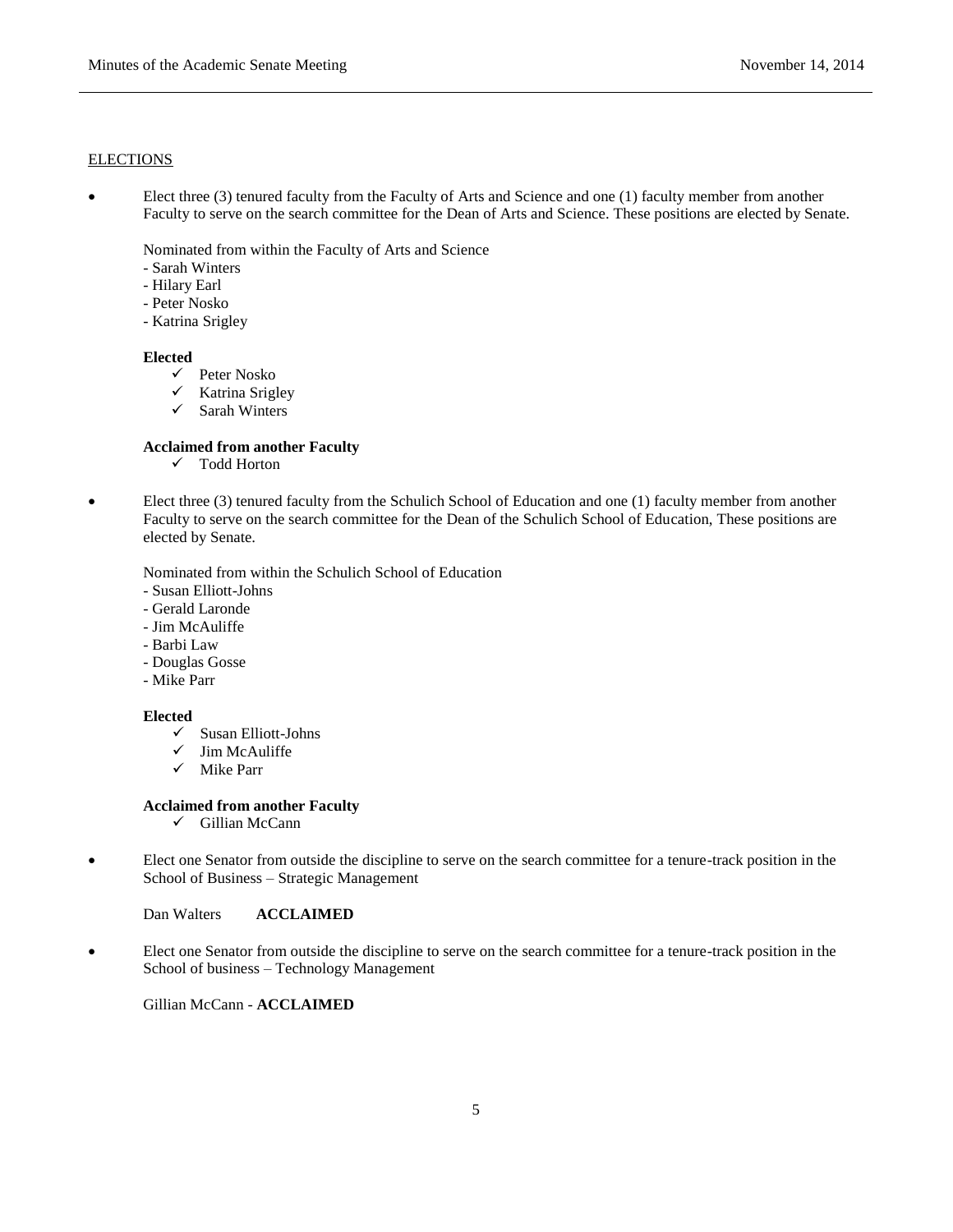## ELECTIONS

- Elect three (3) tenured faculty from the Faculty of Arts and Science and one (1) faculty member from another Faculty to serve on the search committee for the Dean of Arts and Science. These positions are elected by Senate.

  Nominated from within the Faculty of Arts and Science
  - Sarah Winters
  - Hilary Earl
  - Peter Nosko
  - Katrina Srigley

  **Elected**
  - ✓ Peter Nosko
  - ✓ Katrina Srigley
  - ✓ Sarah Winters

  **Acclaimed from another Faculty**
  - ✓ Todd Horton

- Elect three (3) tenured faculty from the Schulich School of Education and one (1) faculty member from another Faculty to serve on the search committee for the Dean of the Schulich School of Education, These positions are elected by Senate.

  Nominated from within the Schulich School of Education
  - Susan Elliott-Johns
  - Gerald Laronde
  - Jim McAuliffe
  - Barbi Law
  - Douglas Gosse
  - Mike Parr

  **Elected**
  - ✓ Susan Elliott-Johns
  - ✓ Jim McAuliffe
  - ✓ Mike Parr

  **Acclaimed from another Faculty**
  - ✓ Gillian McCann

- Elect one Senator from outside the discipline to serve on the search committee for a tenure-track position in the School of Business – Strategic Management

  Dan Walters **ACCLAIMED**

- Elect one Senator from outside the discipline to serve on the search committee for a tenure-track position in the School of business – Technology Management

  Gillian McCann - **ACCLAIMED**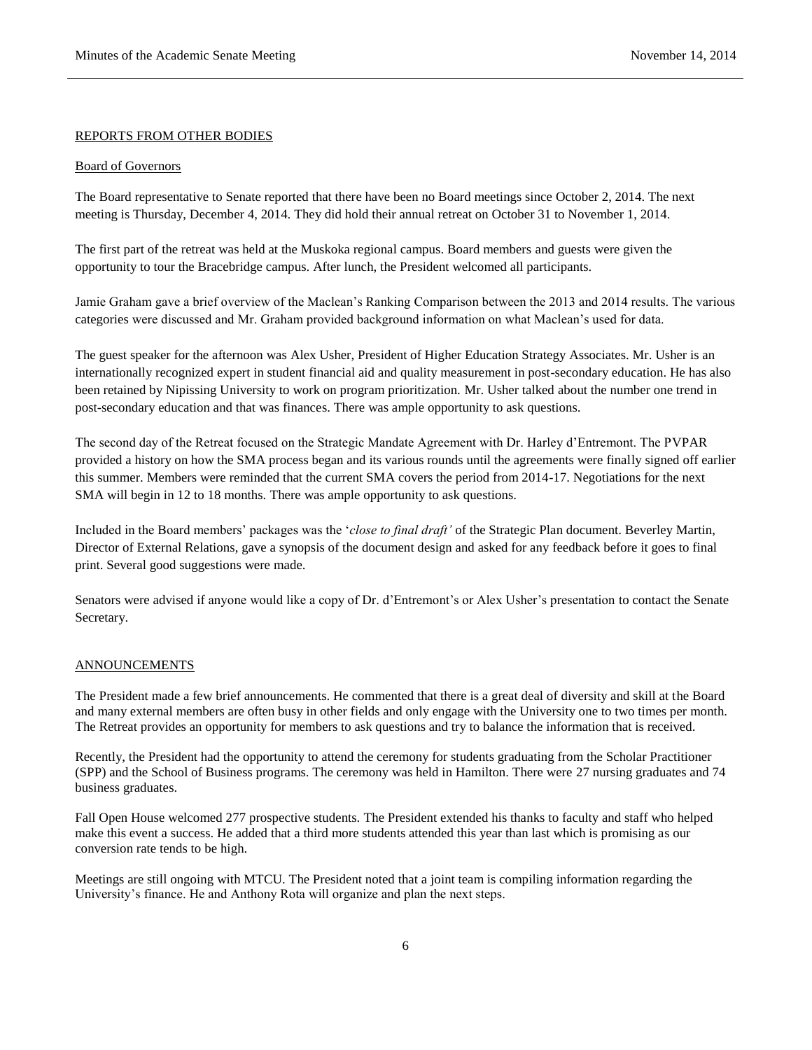## REPORTS FROM OTHER BODIES

### Board of Governors

The Board representative to Senate reported that there have been no Board meetings since October 2, 2014. The next meeting is Thursday, December 4, 2014. They did hold their annual retreat on October 31 to November 1, 2014.

The first part of the retreat was held at the Muskoka regional campus. Board members and guests were given the opportunity to tour the Bracebridge campus. After lunch, the President welcomed all participants.

Jamie Graham gave a brief overview of the Maclean's Ranking Comparison between the 2013 and 2014 results. The various categories were discussed and Mr. Graham provided background information on what Maclean's used for data.

The guest speaker for the afternoon was Alex Usher, President of Higher Education Strategy Associates. Mr. Usher is an internationally recognized expert in student financial aid and quality measurement in post-secondary education. He has also been retained by Nipissing University to work on program prioritization. Mr. Usher talked about the number one trend in post-secondary education and that was finances. There was ample opportunity to ask questions.

The second day of the Retreat focused on the Strategic Mandate Agreement with Dr. Harley d'Entremont. The PVPAR provided a history on how the SMA process began and its various rounds until the agreements were finally signed off earlier this summer. Members were reminded that the current SMA covers the period from 2014-17. Negotiations for the next SMA will begin in 12 to 18 months. There was ample opportunity to ask questions.

Included in the Board members' packages was the '*close to final draft'* of the Strategic Plan document. Beverley Martin, Director of External Relations, gave a synopsis of the document design and asked for any feedback before it goes to final print. Several good suggestions were made.

Senators were advised if anyone would like a copy of Dr. d'Entremont's or Alex Usher's presentation to contact the Senate Secretary.

## ANNOUNCEMENTS

The President made a few brief announcements. He commented that there is a great deal of diversity and skill at the Board and many external members are often busy in other fields and only engage with the University one to two times per month. The Retreat provides an opportunity for members to ask questions and try to balance the information that is received.

Recently, the President had the opportunity to attend the ceremony for students graduating from the Scholar Practitioner (SPP) and the School of Business programs. The ceremony was held in Hamilton. There were 27 nursing graduates and 74 business graduates.

Fall Open House welcomed 277 prospective students. The President extended his thanks to faculty and staff who helped make this event a success. He added that a third more students attended this year than last which is promising as our conversion rate tends to be high.

Meetings are still ongoing with MTCU. The President noted that a joint team is compiling information regarding the University's finance. He and Anthony Rota will organize and plan the next steps.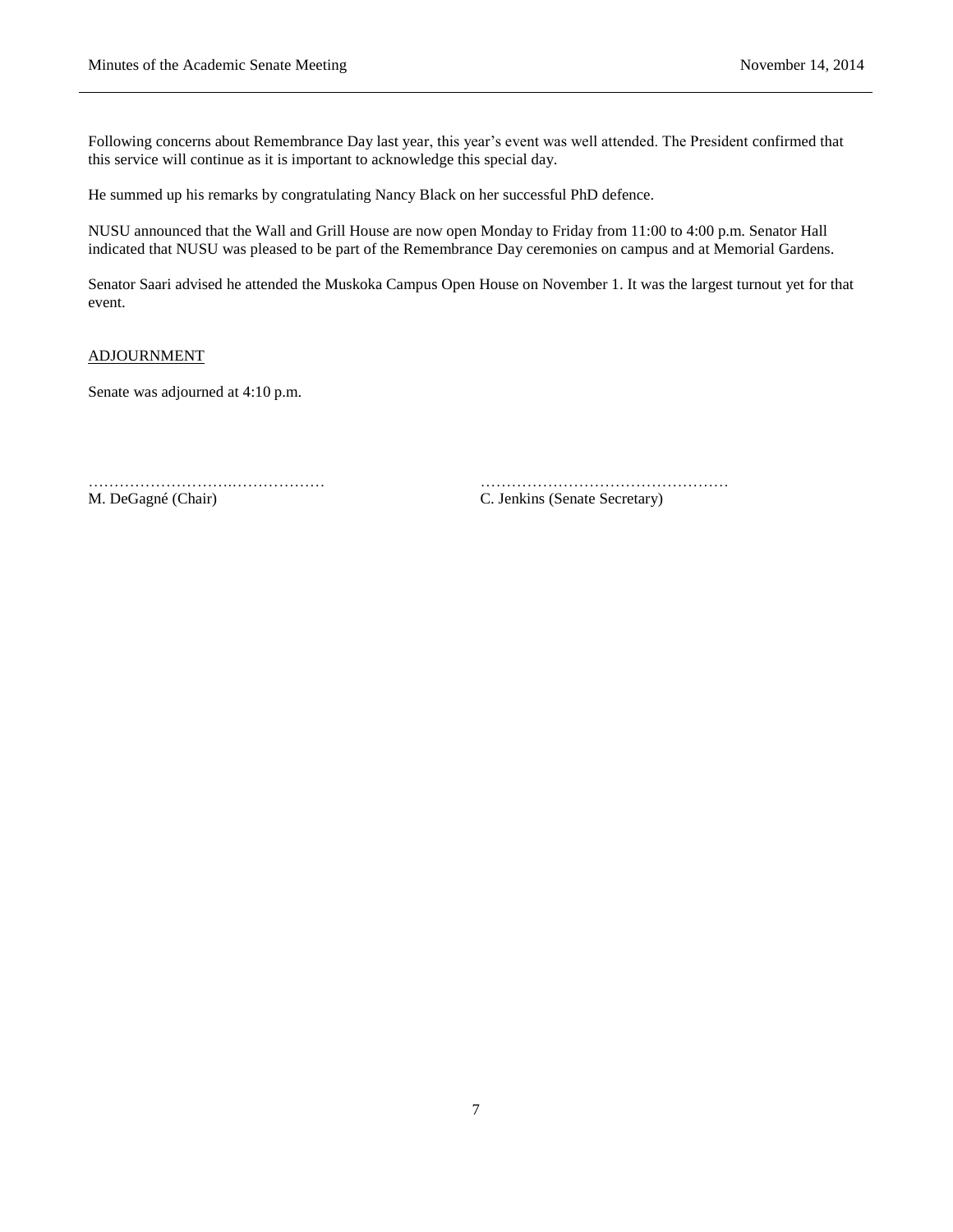Following concerns about Remembrance Day last year, this year's event was well attended. The President confirmed that this service will continue as it is important to acknowledge this special day.

He summed up his remarks by congratulating Nancy Black on her successful PhD defence.

NUSU announced that the Wall and Grill House are now open Monday to Friday from 11:00 to 4:00 p.m. Senator Hall indicated that NUSU was pleased to be part of the Remembrance Day ceremonies on campus and at Memorial Gardens.

Senator Saari advised he attended the Muskoka Campus Open House on November 1. It was the largest turnout yet for that event.

ADJOURNMENT

Senate was adjourned at 4:10 p.m.

……………………….……………… ………………………………………….
M. DeGagné (Chair) C. Jenkins (Senate Secretary)